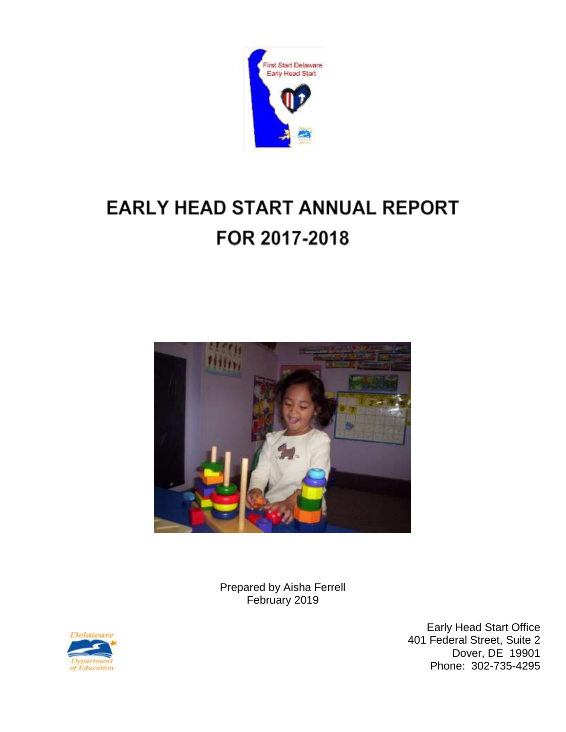# EARLY HEAD START ANNUAL REPORT FOR 2017-2018

Prepared by Aisha Ferrell
February 2019

Early Head Start Office
401 Federal Street, Suite 2
Dover, DE 19901
Phone: 302-735-4295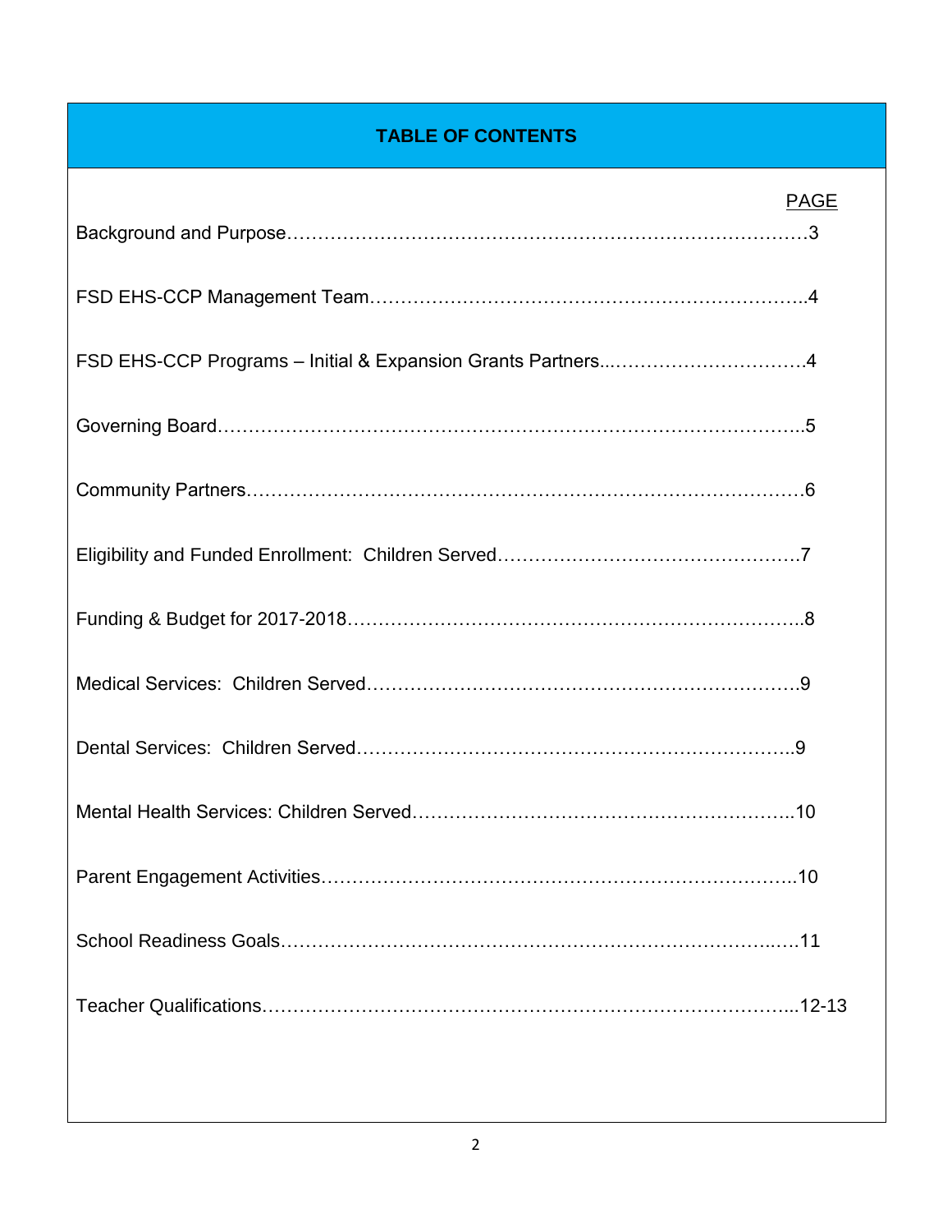## TABLE OF CONTENTS

| | PAGE |
|---|---|
| Background and Purpose | 3 |
| FSD EHS-CCP Management Team | 4 |
| FSD EHS-CCP Programs – Initial & Expansion Grants Partners | 4 |
| Governing Board | 5 |
| Community Partners | 6 |
| Eligibility and Funded Enrollment: Children Served | 7 |
| Funding & Budget for 2017-2018 | 8 |
| Medical Services: Children Served | 9 |
| Dental Services: Children Served | 9 |
| Mental Health Services: Children Served | 10 |
| Parent Engagement Activities | 10 |
| School Readiness Goals | 11 |
| Teacher Qualifications | 12-13 |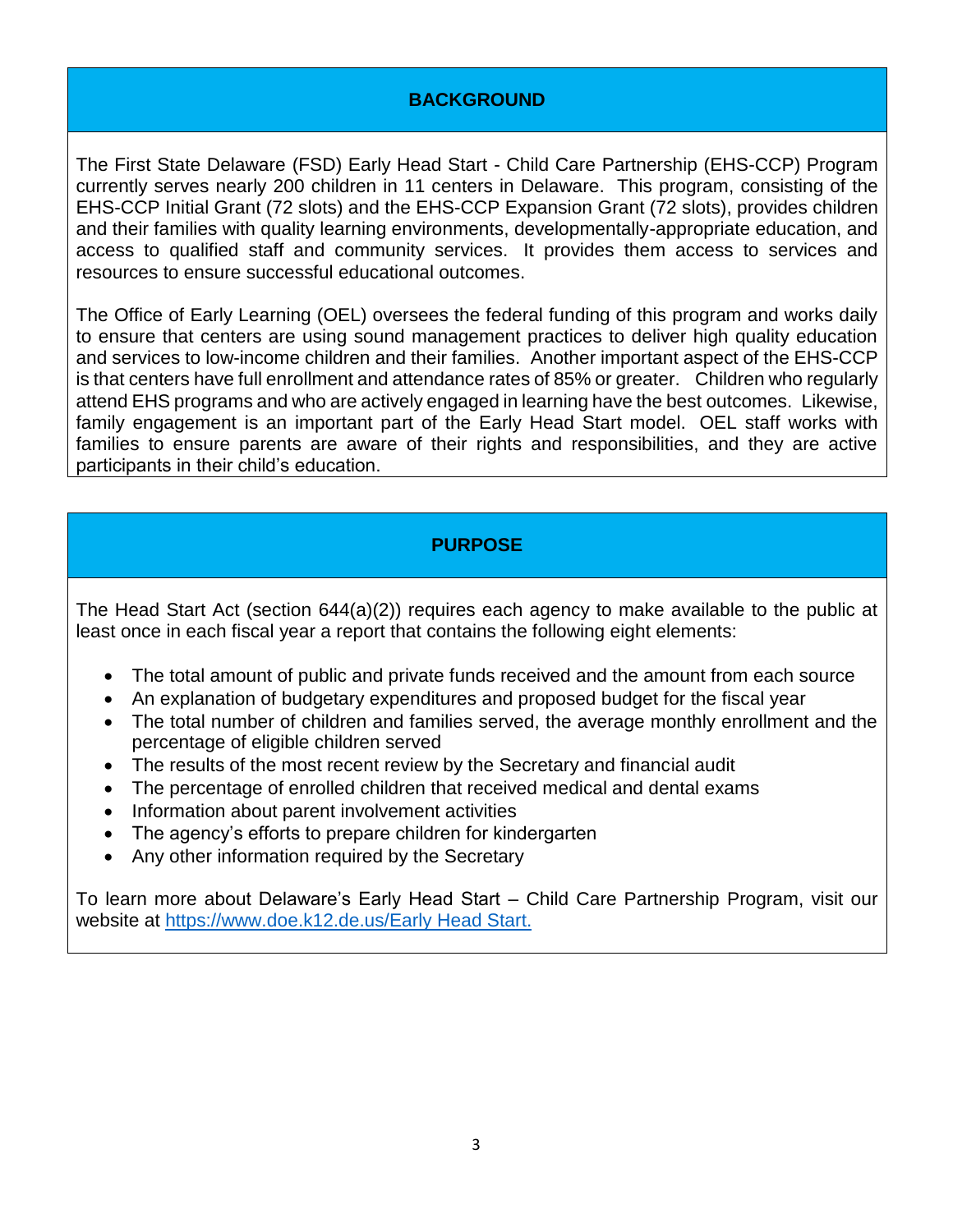## BACKGROUND

The First State Delaware (FSD) Early Head Start - Child Care Partnership (EHS-CCP) Program currently serves nearly 200 children in 11 centers in Delaware. This program, consisting of the EHS-CCP Initial Grant (72 slots) and the EHS-CCP Expansion Grant (72 slots), provides children and their families with quality learning environments, developmentally-appropriate education, and access to qualified staff and community services. It provides them access to services and resources to ensure successful educational outcomes.

The Office of Early Learning (OEL) oversees the federal funding of this program and works daily to ensure that centers are using sound management practices to deliver high quality education and services to low-income children and their families. Another important aspect of the EHS-CCP is that centers have full enrollment and attendance rates of 85% or greater. Children who regularly attend EHS programs and who are actively engaged in learning have the best outcomes. Likewise, family engagement is an important part of the Early Head Start model. OEL staff works with families to ensure parents are aware of their rights and responsibilities, and they are active participants in their child's education.

## PURPOSE

The Head Start Act (section 644(a)(2)) requires each agency to make available to the public at least once in each fiscal year a report that contains the following eight elements:

- The total amount of public and private funds received and the amount from each source
- An explanation of budgetary expenditures and proposed budget for the fiscal year
- The total number of children and families served, the average monthly enrollment and the percentage of eligible children served
- The results of the most recent review by the Secretary and financial audit
- The percentage of enrolled children that received medical and dental exams
- Information about parent involvement activities
- The agency's efforts to prepare children for kindergarten
- Any other information required by the Secretary

To learn more about Delaware's Early Head Start – Child Care Partnership Program, visit our website at [https://www.doe.k12.de.us/Early Head Start.](https://www.doe.k12.de.us/Early Head Start.)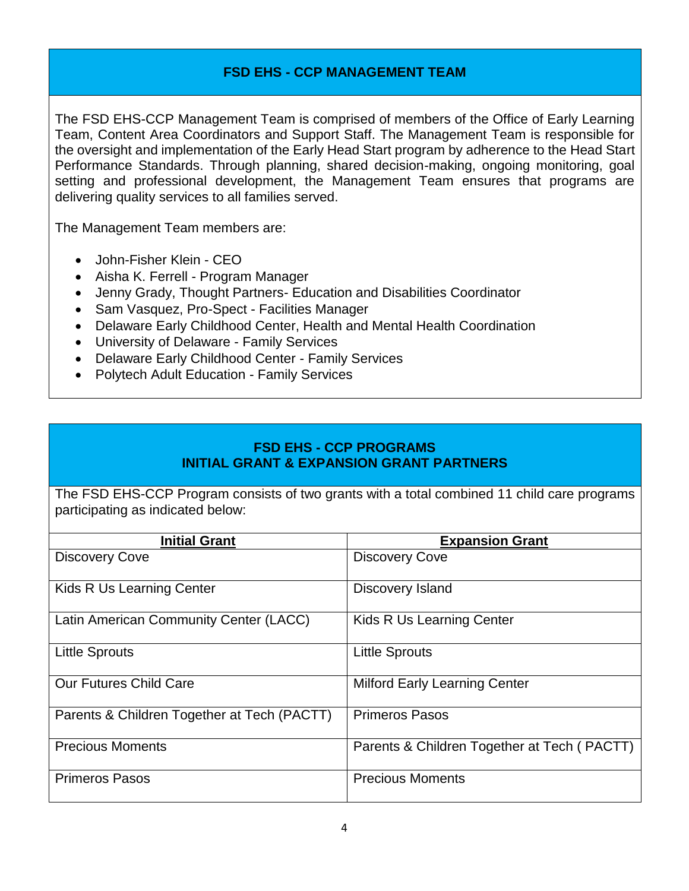## FSD EHS - CCP MANAGEMENT TEAM

The FSD EHS-CCP Management Team is comprised of members of the Office of Early Learning Team, Content Area Coordinators and Support Staff. The Management Team is responsible for the oversight and implementation of the Early Head Start program by adherence to the Head Start Performance Standards. Through planning, shared decision-making, ongoing monitoring, goal setting and professional development, the Management Team ensures that programs are delivering quality services to all families served.

The Management Team members are:

- John-Fisher Klein - CEO
- Aisha K. Ferrell - Program Manager
- Jenny Grady, Thought Partners- Education and Disabilities Coordinator
- Sam Vasquez, Pro-Spect - Facilities Manager
- Delaware Early Childhood Center, Health and Mental Health Coordination
- University of Delaware - Family Services
- Delaware Early Childhood Center - Family Services
- Polytech Adult Education - Family Services

## FSD EHS - CCP PROGRAMS
## INITIAL GRANT & EXPANSION GRANT PARTNERS

The FSD EHS-CCP Program consists of two grants with a total combined 11 child care programs participating as indicated below:

| Initial Grant | Expansion Grant |
|---|---|
| Discovery Cove | Discovery Cove |
| Kids R Us Learning Center | Discovery Island |
| Latin American Community Center (LACC) | Kids R Us Learning Center |
| Little Sprouts | Little Sprouts |
| Our Futures Child Care | Milford Early Learning Center |
| Parents & Children Together at Tech (PACTT) | Primeros Pasos |
| Precious Moments | Parents & Children Together at Tech ( PACTT) |
| Primeros Pasos | Precious Moments |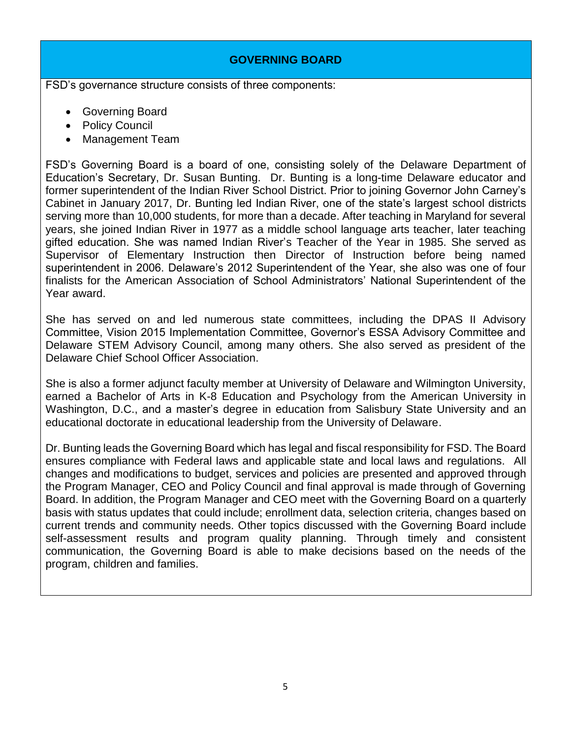## GOVERNING BOARD

FSD's governance structure consists of three components:

- Governing Board
- Policy Council
- Management Team

FSD's Governing Board is a board of one, consisting solely of the Delaware Department of Education's Secretary, Dr. Susan Bunting. Dr. Bunting is a long-time Delaware educator and former superintendent of the Indian River School District. Prior to joining Governor John Carney's Cabinet in January 2017, Dr. Bunting led Indian River, one of the state's largest school districts serving more than 10,000 students, for more than a decade. After teaching in Maryland for several years, she joined Indian River in 1977 as a middle school language arts teacher, later teaching gifted education. She was named Indian River's Teacher of the Year in 1985. She served as Supervisor of Elementary Instruction then Director of Instruction before being named superintendent in 2006. Delaware's 2012 Superintendent of the Year, she also was one of four finalists for the American Association of School Administrators' National Superintendent of the Year award.

She has served on and led numerous state committees, including the DPAS II Advisory Committee, Vision 2015 Implementation Committee, Governor's ESSA Advisory Committee and Delaware STEM Advisory Council, among many others. She also served as president of the Delaware Chief School Officer Association.

She is also a former adjunct faculty member at University of Delaware and Wilmington University, earned a Bachelor of Arts in K-8 Education and Psychology from the American University in Washington, D.C., and a master's degree in education from Salisbury State University and an educational doctorate in educational leadership from the University of Delaware.

Dr. Bunting leads the Governing Board which has legal and fiscal responsibility for FSD. The Board ensures compliance with Federal laws and applicable state and local laws and regulations. All changes and modifications to budget, services and policies are presented and approved through the Program Manager, CEO and Policy Council and final approval is made through of Governing Board. In addition, the Program Manager and CEO meet with the Governing Board on a quarterly basis with status updates that could include; enrollment data, selection criteria, changes based on current trends and community needs. Other topics discussed with the Governing Board include self-assessment results and program quality planning. Through timely and consistent communication, the Governing Board is able to make decisions based on the needs of the program, children and families.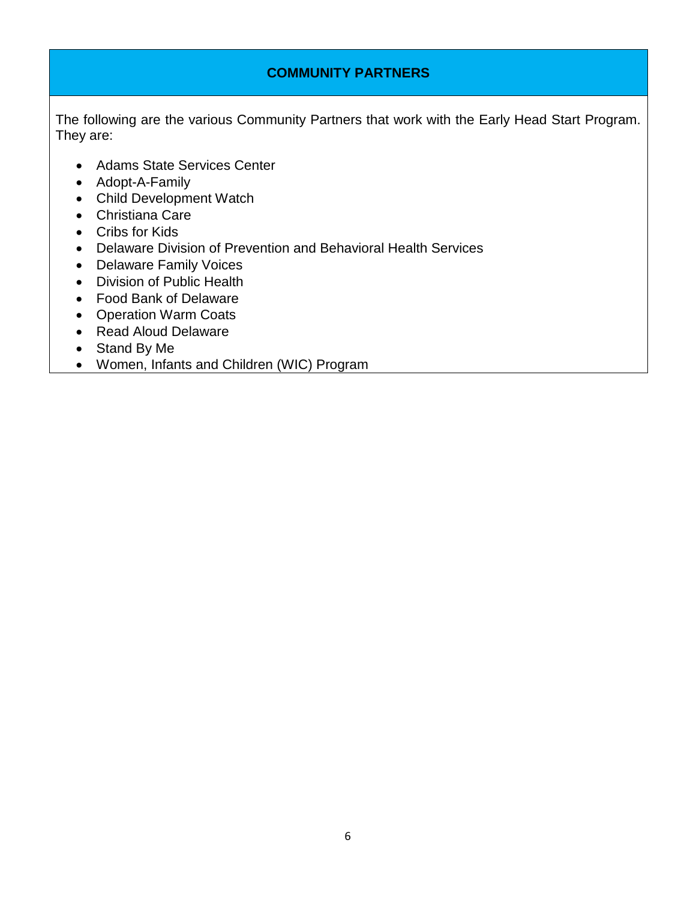## COMMUNITY PARTNERS

The following are the various Community Partners that work with the Early Head Start Program. They are:

- Adams State Services Center
- Adopt-A-Family
- Child Development Watch
- Christiana Care
- Cribs for Kids
- Delaware Division of Prevention and Behavioral Health Services
- Delaware Family Voices
- Division of Public Health
- Food Bank of Delaware
- Operation Warm Coats
- Read Aloud Delaware
- Stand By Me
- Women, Infants and Children (WIC) Program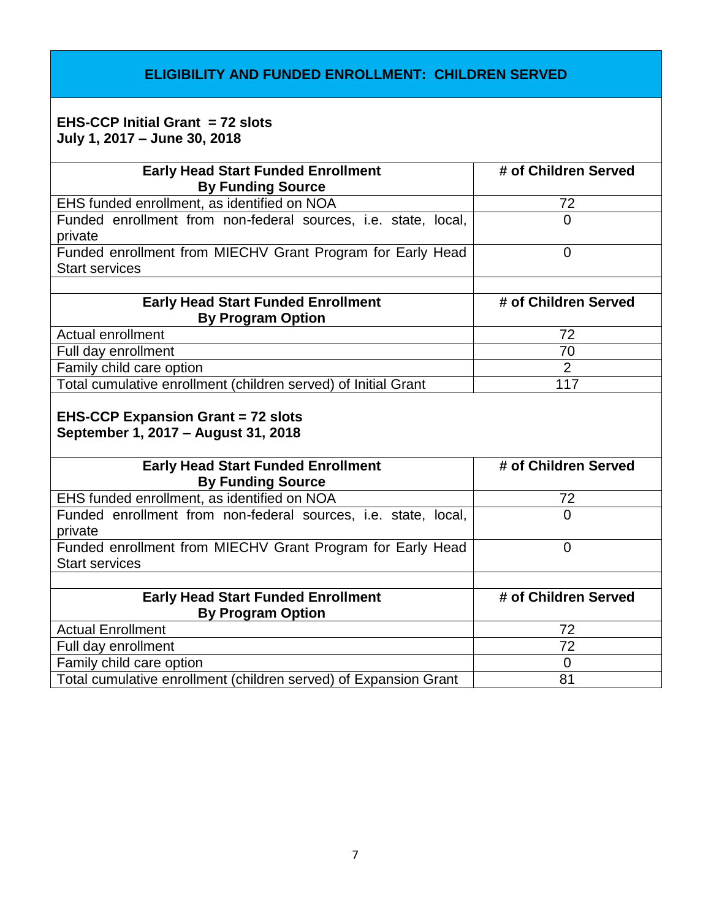## ELIGIBILITY AND FUNDED ENROLLMENT: CHILDREN SERVED

**EHS-CCP Initial Grant = 72 slots**
**July 1, 2017 – June 30, 2018**

| Early Head Start Funded Enrollment By Funding Source | # of Children Served |
|---|---|
| EHS funded enrollment, as identified on NOA | 72 |
| Funded enrollment from non-federal sources, i.e. state, local, private | 0 |
| Funded enrollment from MIECHV Grant Program for Early Head Start services | 0 |

| Early Head Start Funded Enrollment By Program Option | # of Children Served |
|---|---|
| Actual enrollment | 72 |
| Full day enrollment | 70 |
| Family child care option | 2 |
| Total cumulative enrollment (children served) of Initial Grant | 117 |

**EHS-CCP Expansion Grant = 72 slots**
**September 1, 2017 – August 31, 2018**

| Early Head Start Funded Enrollment By Funding Source | # of Children Served |
|---|---|
| EHS funded enrollment, as identified on NOA | 72 |
| Funded enrollment from non-federal sources, i.e. state, local, private | 0 |
| Funded enrollment from MIECHV Grant Program for Early Head Start services | 0 |

| Early Head Start Funded Enrollment By Program Option | # of Children Served |
|---|---|
| Actual Enrollment | 72 |
| Full day enrollment | 72 |
| Family child care option | 0 |
| Total cumulative enrollment (children served) of Expansion Grant | 81 |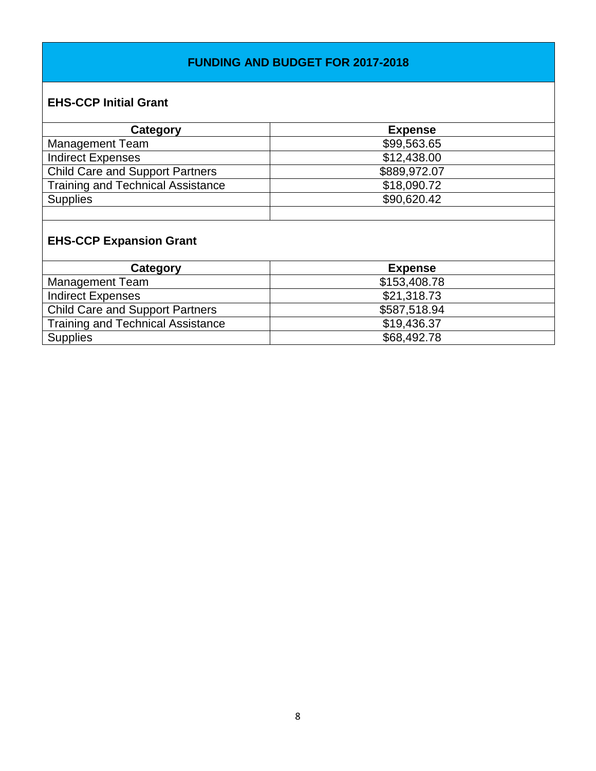## FUNDING AND BUDGET FOR 2017-2018

### EHS-CCP Initial Grant

| Category | Expense |
|---|---|
| Management Team | $99,563.65 |
| Indirect Expenses | $12,438.00 |
| Child Care and Support Partners | $889,972.07 |
| Training and Technical Assistance | $18,090.72 |
| Supplies | $90,620.42 |
| | |

### EHS-CCP Expansion Grant

| Category | Expense |
|---|---|
| Management Team | $153,408.78 |
| Indirect Expenses | $21,318.73 |
| Child Care and Support Partners | $587,518.94 |
| Training and Technical Assistance | $19,436.37 |
| Supplies | $68,492.78 |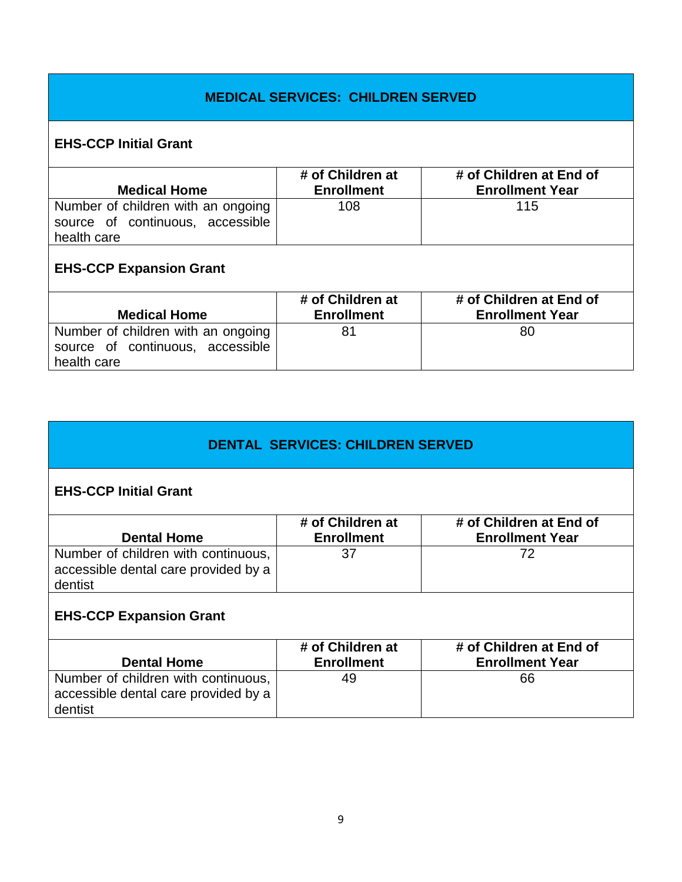## MEDICAL SERVICES: CHILDREN SERVED

### EHS-CCP Initial Grant

| Medical Home | # of Children at Enrollment | # of Children at End of Enrollment Year |
|---|---|---|
| Number of children with an ongoing source of continuous, accessible health care | 108 | 115 |

### EHS-CCP Expansion Grant

| Medical Home | # of Children at Enrollment | # of Children at End of Enrollment Year |
|---|---|---|
| Number of children with an ongoing source of continuous, accessible health care | 81 | 80 |

## DENTAL SERVICES: CHILDREN SERVED

### EHS-CCP Initial Grant

| Dental Home | # of Children at Enrollment | # of Children at End of Enrollment Year |
|---|---|---|
| Number of children with continuous, accessible dental care provided by a dentist | 37 | 72 |

### EHS-CCP Expansion Grant

| Dental Home | # of Children at Enrollment | # of Children at End of Enrollment Year |
|---|---|---|
| Number of children with continuous, accessible dental care provided by a dentist | 49 | 66 |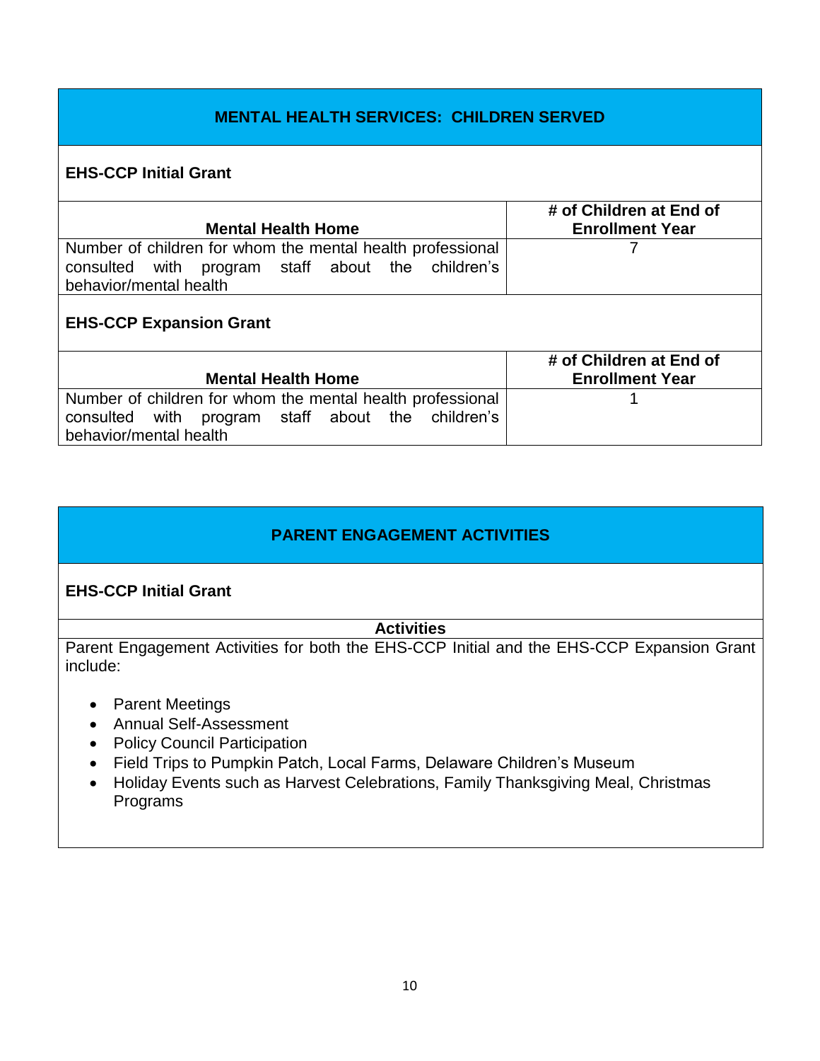## MENTAL HEALTH SERVICES: CHILDREN SERVED

### EHS-CCP Initial Grant

| Mental Health Home | # of Children at End of Enrollment Year |
|---|---|
| Number of children for whom the mental health professional consulted with program staff about the children's behavior/mental health | 7 |

### EHS-CCP Expansion Grant

| Mental Health Home | # of Children at End of Enrollment Year |
|---|---|
| Number of children for whom the mental health professional consulted with program staff about the children's behavior/mental health | 1 |

## PARENT ENGAGEMENT ACTIVITIES

### EHS-CCP Initial Grant

**Activities**

Parent Engagement Activities for both the EHS-CCP Initial and the EHS-CCP Expansion Grant include:

- Parent Meetings
- Annual Self-Assessment
- Policy Council Participation
- Field Trips to Pumpkin Patch, Local Farms, Delaware Children's Museum
- Holiday Events such as Harvest Celebrations, Family Thanksgiving Meal, Christmas Programs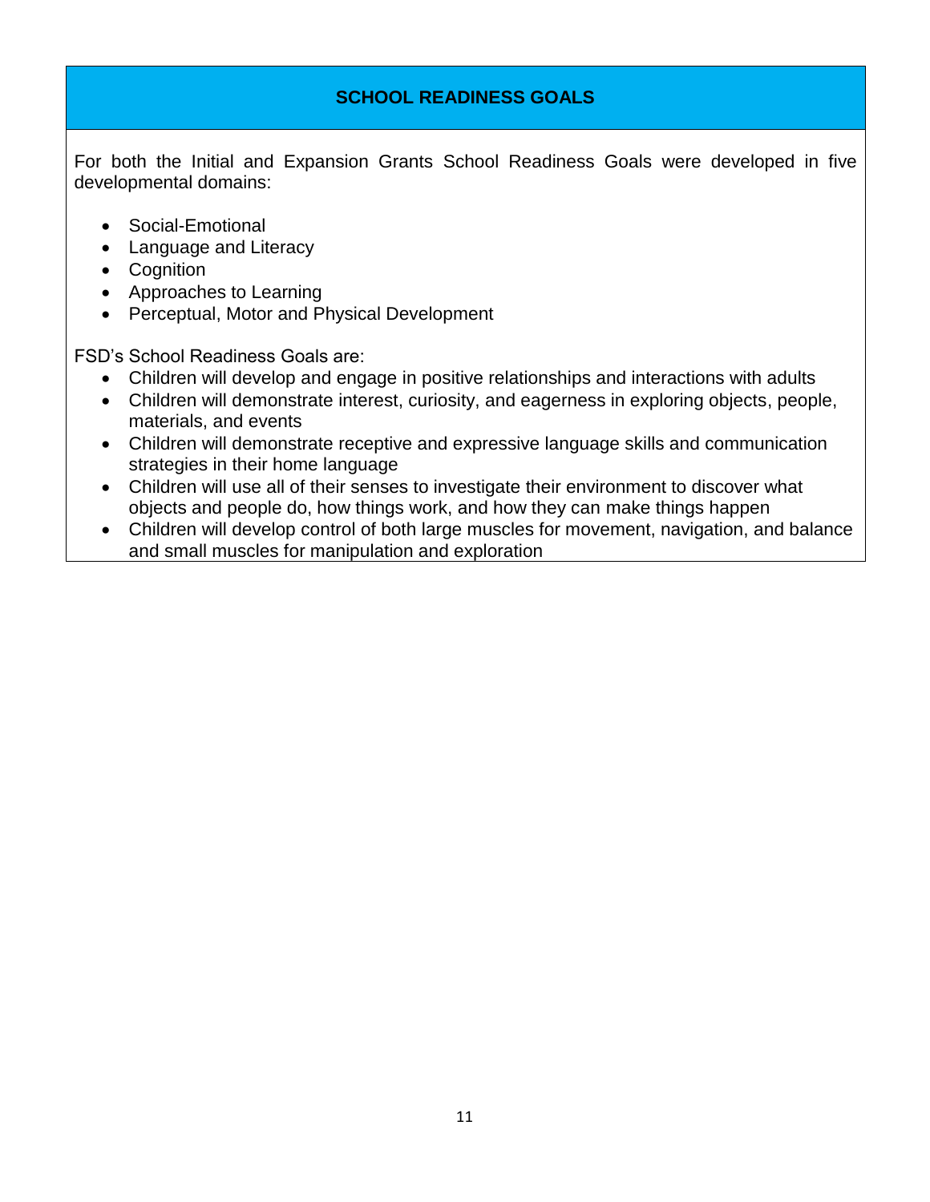## SCHOOL READINESS GOALS

For both the Initial and Expansion Grants School Readiness Goals were developed in five developmental domains:

- Social-Emotional
- Language and Literacy
- Cognition
- Approaches to Learning
- Perceptual, Motor and Physical Development

FSD's School Readiness Goals are:

- Children will develop and engage in positive relationships and interactions with adults
- Children will demonstrate interest, curiosity, and eagerness in exploring objects, people, materials, and events
- Children will demonstrate receptive and expressive language skills and communication strategies in their home language
- Children will use all of their senses to investigate their environment to discover what objects and people do, how things work, and how they can make things happen
- Children will develop control of both large muscles for movement, navigation, and balance and small muscles for manipulation and exploration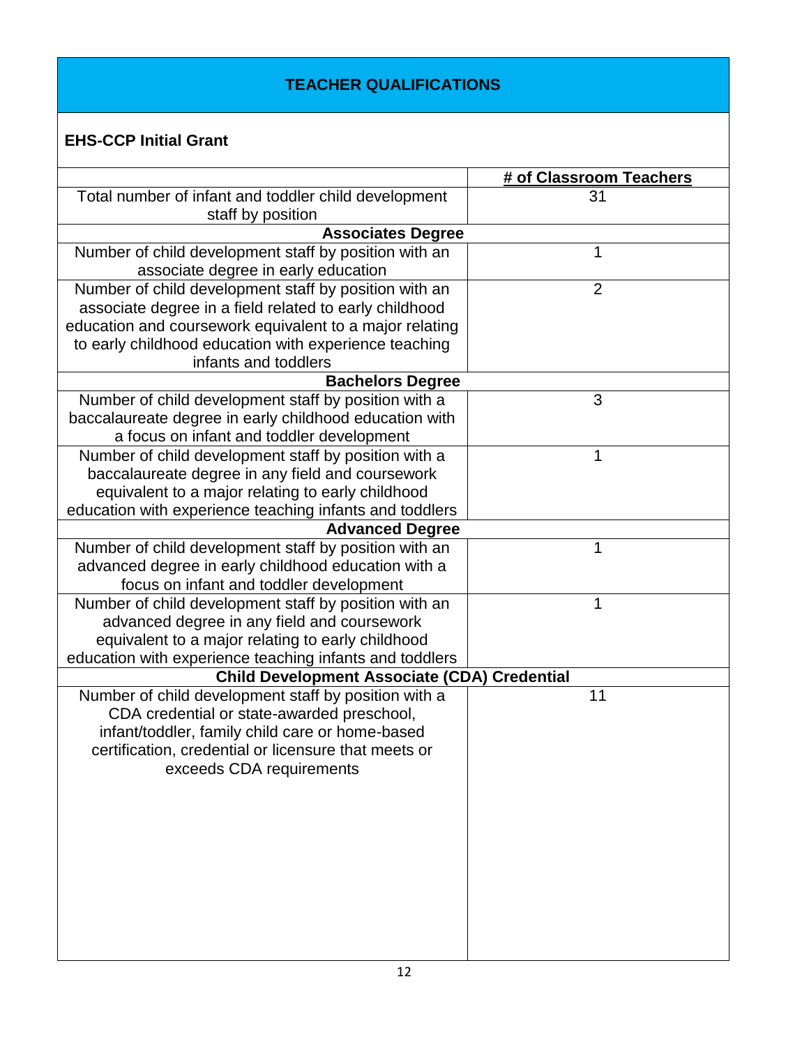## TEACHER QUALIFICATIONS

### EHS-CCP Initial Grant

| | # of Classroom Teachers |
|---|---|
| Total number of infant and toddler child development staff by position | 31 |
| **Associates Degree** | |
| Number of child development staff by position with an associate degree in early education | 1 |
| Number of child development staff by position with an associate degree in a field related to early childhood education and coursework equivalent to a major relating to early childhood education with experience teaching infants and toddlers | 2 |
| **Bachelors Degree** | |
| Number of child development staff by position with a baccalaureate degree in early childhood education with a focus on infant and toddler development | 3 |
| Number of child development staff by position with a baccalaureate degree in any field and coursework equivalent to a major relating to early childhood education with experience teaching infants and toddlers | 1 |
| **Advanced Degree** | |
| Number of child development staff by position with an advanced degree in early childhood education with a focus on infant and toddler development | 1 |
| Number of child development staff by position with an advanced degree in any field and coursework equivalent to a major relating to early childhood education with experience teaching infants and toddlers | 1 |
| **Child Development Associate (CDA) Credential** | |
| Number of child development staff by position with a CDA credential or state-awarded preschool, infant/toddler, family child care or home-based certification, credential or licensure that meets or exceeds CDA requirements | 11 |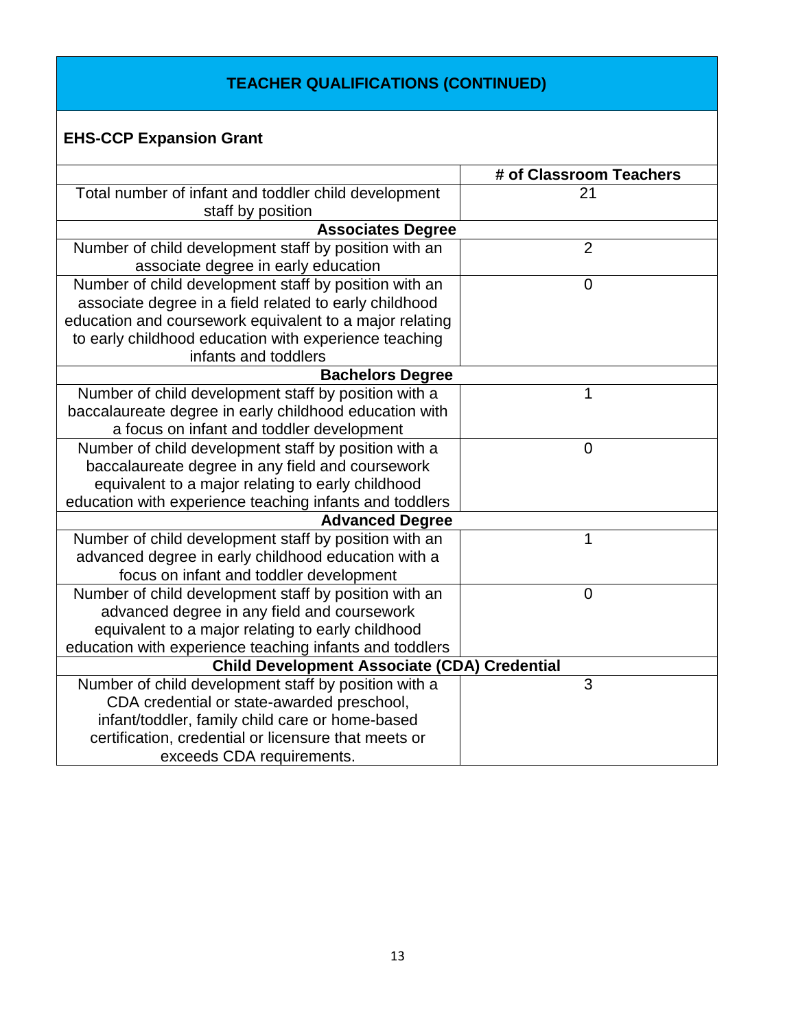## TEACHER QUALIFICATIONS (CONTINUED)

### EHS-CCP Expansion Grant

| | # of Classroom Teachers |
|---|---|
| Total number of infant and toddler child development staff by position | 21 |
| **Associates Degree** | |
| Number of child development staff by position with an associate degree in early education | 2 |
| Number of child development staff by position with an associate degree in a field related to early childhood education and coursework equivalent to a major relating to early childhood education with experience teaching infants and toddlers | 0 |
| **Bachelors Degree** | |
| Number of child development staff by position with a baccalaureate degree in early childhood education with a focus on infant and toddler development | 1 |
| Number of child development staff by position with a baccalaureate degree in any field and coursework equivalent to a major relating to early childhood education with experience teaching infants and toddlers | 0 |
| **Advanced Degree** | |
| Number of child development staff by position with an advanced degree in early childhood education with a focus on infant and toddler development | 1 |
| Number of child development staff by position with an advanced degree in any field and coursework equivalent to a major relating to early childhood education with experience teaching infants and toddlers | 0 |
| **Child Development Associate (CDA) Credential** | |
| Number of child development staff by position with a CDA credential or state-awarded preschool, infant/toddler, family child care or home-based certification, credential or licensure that meets or exceeds CDA requirements. | 3 |